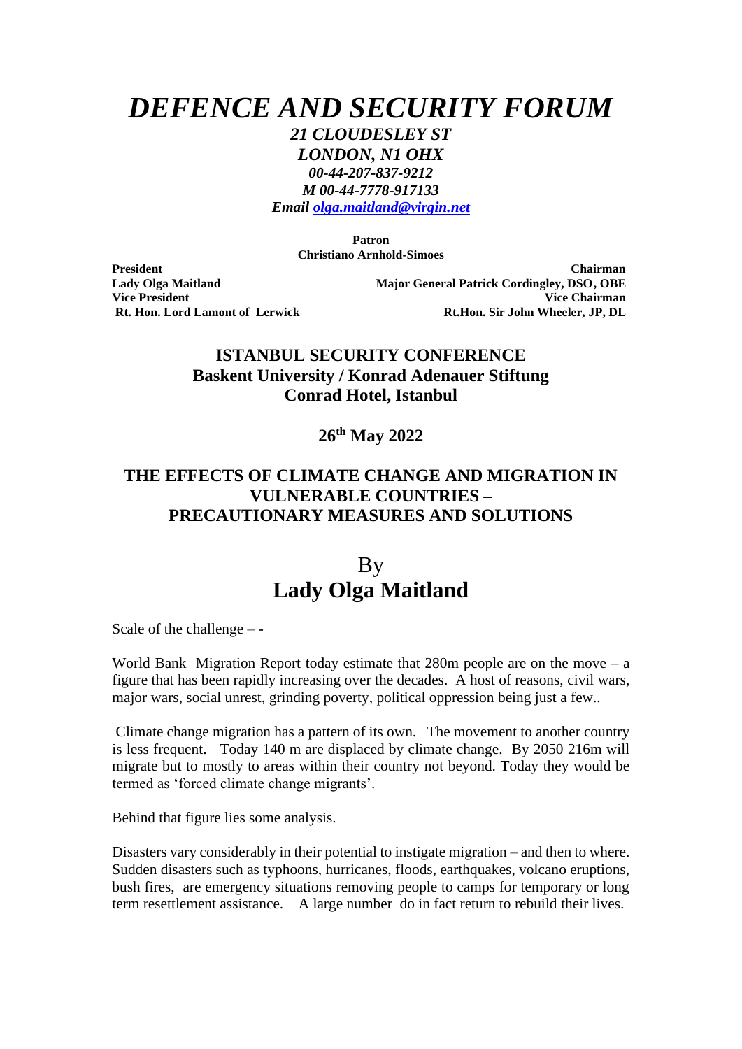# *DEFENCE AND SECURITY FORUM*

***21 CLOUDESLEY ST***
***LONDON, N1 OHX***
***00-44-207-837-9212***
***M 00-44-7778-917133***
***Email [olga.maitland@virgin.net](mailto:olga.maitland@virgin.net)***

**Patron**
**Christiano Arnhold-Simoes**

**President**
**Lady Olga Maitland**
**Vice President**
**Rt. Hon. Lord Lamont of Lerwick**

**Chairman**
**Major General Patrick Cordingley, DSO, OBE**
**Vice Chairman**
**Rt.Hon. Sir John Wheeler, JP, DL**

## ISTANBUL SECURITY CONFERENCE
## Baskent University / Konrad Adenauer Stiftung
## Conrad Hotel, Istanbul

**26th May 2022**

## THE EFFECTS OF CLIMATE CHANGE AND MIGRATION IN VULNERABLE COUNTRIES – PRECAUTIONARY MEASURES AND SOLUTIONS

By
**Lady Olga Maitland**

Scale of the challenge – -

World Bank Migration Report today estimate that 280m people are on the move – a figure that has been rapidly increasing over the decades. A host of reasons, civil wars, major wars, social unrest, grinding poverty, political oppression being just a few..

Climate change migration has a pattern of its own. The movement to another country is less frequent. Today 140 m are displaced by climate change. By 2050 216m will migrate but to mostly to areas within their country not beyond. Today they would be termed as 'forced climate change migrants'.

Behind that figure lies some analysis.

Disasters vary considerably in their potential to instigate migration – and then to where. Sudden disasters such as typhoons, hurricanes, floods, earthquakes, volcano eruptions, bush fires, are emergency situations removing people to camps for temporary or long term resettlement assistance. A large number do in fact return to rebuild their lives.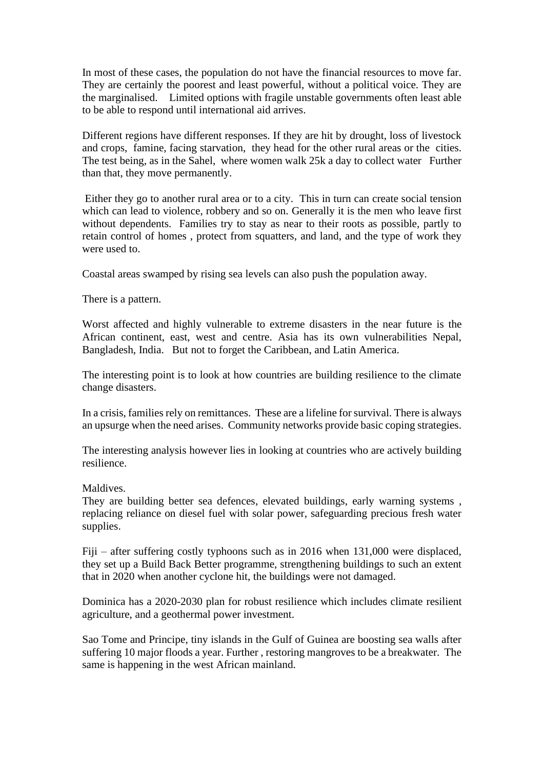In most of these cases, the population do not have the financial resources to move far. They are certainly the poorest and least powerful, without a political voice. They are the marginalised. Limited options with fragile unstable governments often least able to be able to respond until international aid arrives.

Different regions have different responses. If they are hit by drought, loss of livestock and crops, famine, facing starvation, they head for the other rural areas or the cities. The test being, as in the Sahel, where women walk 25k a day to collect water Further than that, they move permanently.

Either they go to another rural area or to a city. This in turn can create social tension which can lead to violence, robbery and so on. Generally it is the men who leave first without dependents. Families try to stay as near to their roots as possible, partly to retain control of homes , protect from squatters, and land, and the type of work they were used to.

Coastal areas swamped by rising sea levels can also push the population away.

There is a pattern.

Worst affected and highly vulnerable to extreme disasters in the near future is the African continent, east, west and centre. Asia has its own vulnerabilities Nepal, Bangladesh, India. But not to forget the Caribbean, and Latin America.

The interesting point is to look at how countries are building resilience to the climate change disasters.

In a crisis, families rely on remittances. These are a lifeline for survival. There is always an upsurge when the need arises. Community networks provide basic coping strategies.

The interesting analysis however lies in looking at countries who are actively building resilience.

Maldives.
They are building better sea defences, elevated buildings, early warning systems , replacing reliance on diesel fuel with solar power, safeguarding precious fresh water supplies.

Fiji – after suffering costly typhoons such as in 2016 when 131,000 were displaced, they set up a Build Back Better programme, strengthening buildings to such an extent that in 2020 when another cyclone hit, the buildings were not damaged.

Dominica has a 2020-2030 plan for robust resilience which includes climate resilient agriculture, and a geothermal power investment.

Sao Tome and Principe, tiny islands in the Gulf of Guinea are boosting sea walls after suffering 10 major floods a year. Further , restoring mangroves to be a breakwater. The same is happening in the west African mainland.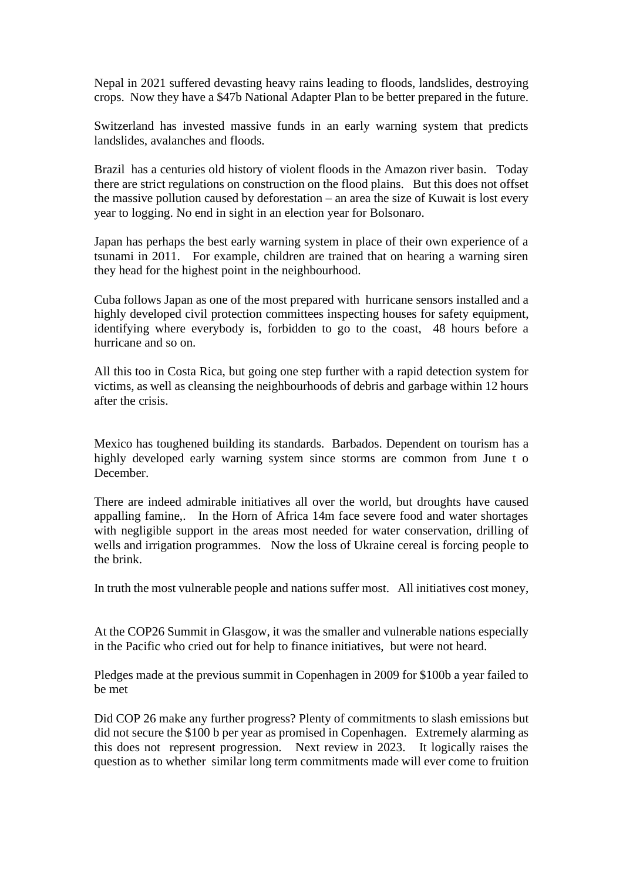Nepal in 2021 suffered devasting heavy rains leading to floods, landslides, destroying crops. Now they have a $47b National Adapter Plan to be better prepared in the future.

Switzerland has invested massive funds in an early warning system that predicts landslides, avalanches and floods.

Brazil has a centuries old history of violent floods in the Amazon river basin. Today there are strict regulations on construction on the flood plains. But this does not offset the massive pollution caused by deforestation – an area the size of Kuwait is lost every year to logging. No end in sight in an election year for Bolsonaro.

Japan has perhaps the best early warning system in place of their own experience of a tsunami in 2011. For example, children are trained that on hearing a warning siren they head for the highest point in the neighbourhood.

Cuba follows Japan as one of the most prepared with hurricane sensors installed and a highly developed civil protection committees inspecting houses for safety equipment, identifying where everybody is, forbidden to go to the coast, 48 hours before a hurricane and so on.

All this too in Costa Rica, but going one step further with a rapid detection system for victims, as well as cleansing the neighbourhoods of debris and garbage within 12 hours after the crisis.

Mexico has toughened building its standards. Barbados. Dependent on tourism has a highly developed early warning system since storms are common from June t o December.

There are indeed admirable initiatives all over the world, but droughts have caused appalling famine,. In the Horn of Africa 14m face severe food and water shortages with negligible support in the areas most needed for water conservation, drilling of wells and irrigation programmes. Now the loss of Ukraine cereal is forcing people to the brink.

In truth the most vulnerable people and nations suffer most. All initiatives cost money,

At the COP26 Summit in Glasgow, it was the smaller and vulnerable nations especially in the Pacific who cried out for help to finance initiatives, but were not heard.

Pledges made at the previous summit in Copenhagen in 2009 for $100b a year failed to be met

Did COP 26 make any further progress? Plenty of commitments to slash emissions but did not secure the $100 b per year as promised in Copenhagen. Extremely alarming as this does not represent progression. Next review in 2023. It logically raises the question as to whether similar long term commitments made will ever come to fruition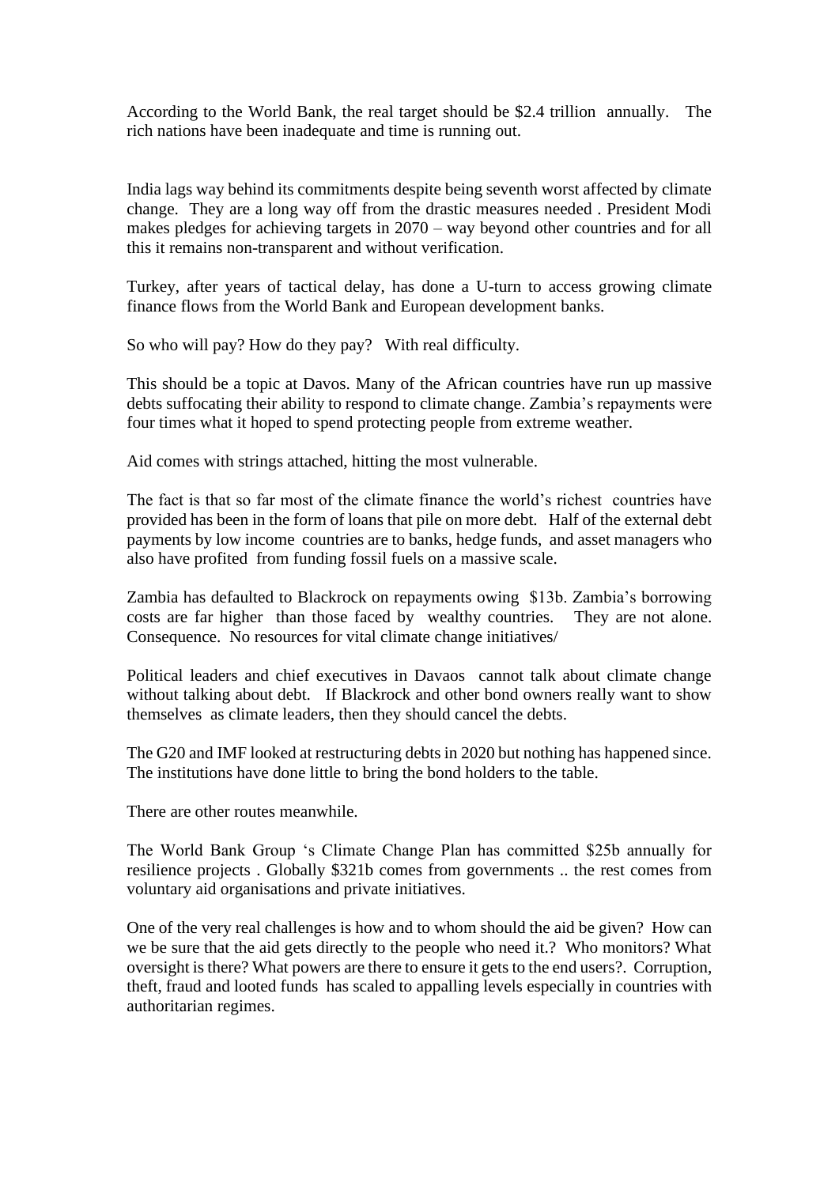According to the World Bank, the real target should be $2.4 trillion annually. The rich nations have been inadequate and time is running out.

India lags way behind its commitments despite being seventh worst affected by climate change. They are a long way off from the drastic measures needed . President Modi makes pledges for achieving targets in 2070 – way beyond other countries and for all this it remains non-transparent and without verification.

Turkey, after years of tactical delay, has done a U-turn to access growing climate finance flows from the World Bank and European development banks.

So who will pay? How do they pay? With real difficulty.

This should be a topic at Davos. Many of the African countries have run up massive debts suffocating their ability to respond to climate change. Zambia's repayments were four times what it hoped to spend protecting people from extreme weather.

Aid comes with strings attached, hitting the most vulnerable.

The fact is that so far most of the climate finance the world's richest countries have provided has been in the form of loans that pile on more debt. Half of the external debt payments by low income countries are to banks, hedge funds, and asset managers who also have profited from funding fossil fuels on a massive scale.

Zambia has defaulted to Blackrock on repayments owing $13b. Zambia's borrowing costs are far higher than those faced by wealthy countries. They are not alone. Consequence. No resources for vital climate change initiatives/

Political leaders and chief executives in Davaos cannot talk about climate change without talking about debt. If Blackrock and other bond owners really want to show themselves as climate leaders, then they should cancel the debts.

The G20 and IMF looked at restructuring debts in 2020 but nothing has happened since. The institutions have done little to bring the bond holders to the table.

There are other routes meanwhile.

The World Bank Group 's Climate Change Plan has committed $25b annually for resilience projects . Globally $321b comes from governments .. the rest comes from voluntary aid organisations and private initiatives.

One of the very real challenges is how and to whom should the aid be given? How can we be sure that the aid gets directly to the people who need it.? Who monitors? What oversight is there? What powers are there to ensure it gets to the end users?. Corruption, theft, fraud and looted funds has scaled to appalling levels especially in countries with authoritarian regimes.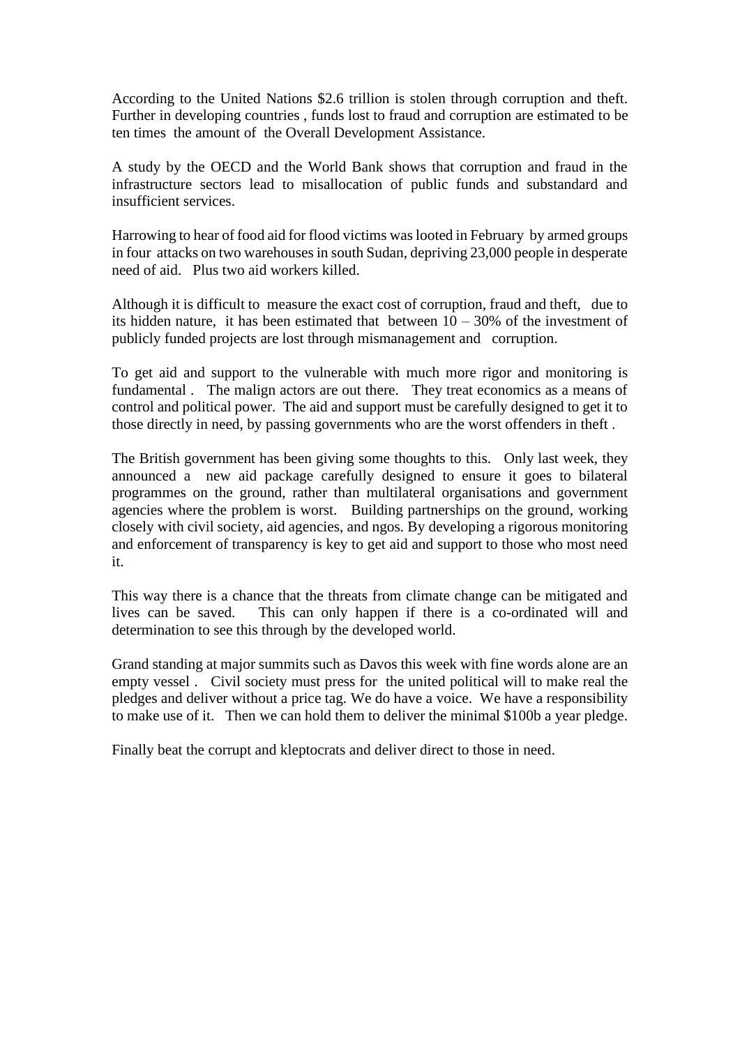According to the United Nations $2.6 trillion is stolen through corruption and theft. Further in developing countries , funds lost to fraud and corruption are estimated to be ten times the amount of the Overall Development Assistance.

A study by the OECD and the World Bank shows that corruption and fraud in the infrastructure sectors lead to misallocation of public funds and substandard and insufficient services.

Harrowing to hear of food aid for flood victims was looted in February by armed groups in four attacks on two warehouses in south Sudan, depriving 23,000 people in desperate need of aid. Plus two aid workers killed.

Although it is difficult to measure the exact cost of corruption, fraud and theft, due to its hidden nature, it has been estimated that between 10 – 30% of the investment of publicly funded projects are lost through mismanagement and corruption.

To get aid and support to the vulnerable with much more rigor and monitoring is fundamental . The malign actors are out there. They treat economics as a means of control and political power. The aid and support must be carefully designed to get it to those directly in need, by passing governments who are the worst offenders in theft .

The British government has been giving some thoughts to this. Only last week, they announced a new aid package carefully designed to ensure it goes to bilateral programmes on the ground, rather than multilateral organisations and government agencies where the problem is worst. Building partnerships on the ground, working closely with civil society, aid agencies, and ngos. By developing a rigorous monitoring and enforcement of transparency is key to get aid and support to those who most need it.

This way there is a chance that the threats from climate change can be mitigated and lives can be saved. This can only happen if there is a co-ordinated will and determination to see this through by the developed world.

Grand standing at major summits such as Davos this week with fine words alone are an empty vessel . Civil society must press for the united political will to make real the pledges and deliver without a price tag. We do have a voice. We have a responsibility to make use of it. Then we can hold them to deliver the minimal $100b a year pledge.

Finally beat the corrupt and kleptocrats and deliver direct to those in need.